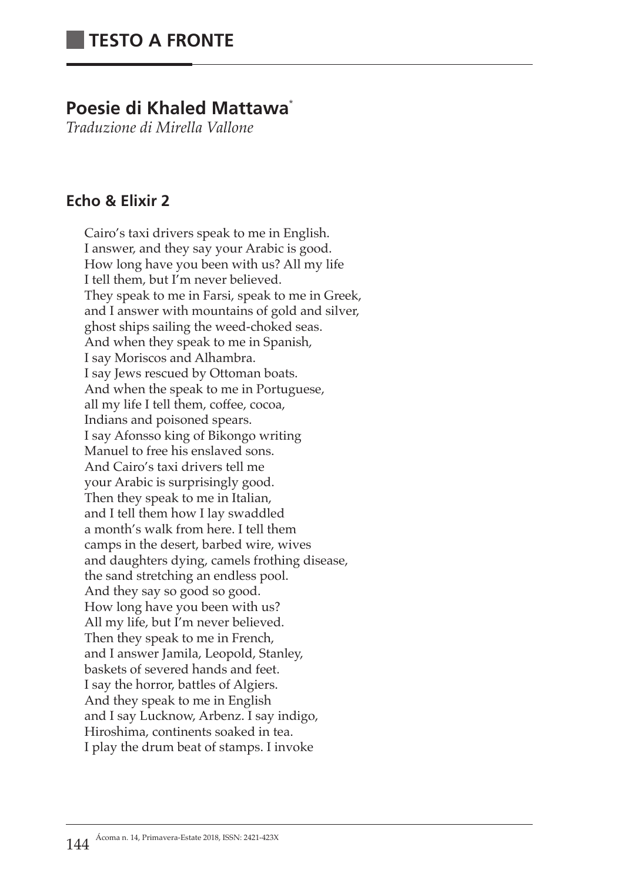## TESTO A FRONTE

# Poesie di Khaled Mattawa*

*Traduzione di Mirella Vallone*

### Echo & Elixir 2

Cairo's taxi drivers speak to me in English.  
I answer, and they say your Arabic is good.  
How long have you been with us? All my life  
I tell them, but I'm never believed.  
They speak to me in Farsi, speak to me in Greek,  
and I answer with mountains of gold and silver,  
ghost ships sailing the weed-choked seas.  
And when they speak to me in Spanish,  
I say Moriscos and Alhambra.  
I say Jews rescued by Ottoman boats.  
And when the speak to me in Portuguese,  
all my life I tell them, coffee, cocoa,  
Indians and poisoned spears.  
I say Afonsso king of Bikongo writing  
Manuel to free his enslaved sons.  
And Cairo's taxi drivers tell me  
your Arabic is surprisingly good.  
Then they speak to me in Italian,  
and I tell them how I lay swaddled  
a month's walk from here. I tell them  
camps in the desert, barbed wire, wives  
and daughters dying, camels frothing disease,  
the sand stretching an endless pool.  
And they say so good so good.  
How long have you been with us?  
All my life, but I'm never believed.  
Then they speak to me in French,  
and I answer Jamila, Leopold, Stanley,  
baskets of severed hands and feet.  
I say the horror, battles of Algiers.  
And they speak to me in English  
and I say Lucknow, Arbenz. I say indigo,  
Hiroshima, continents soaked in tea.  
I play the drum beat of stamps. I invoke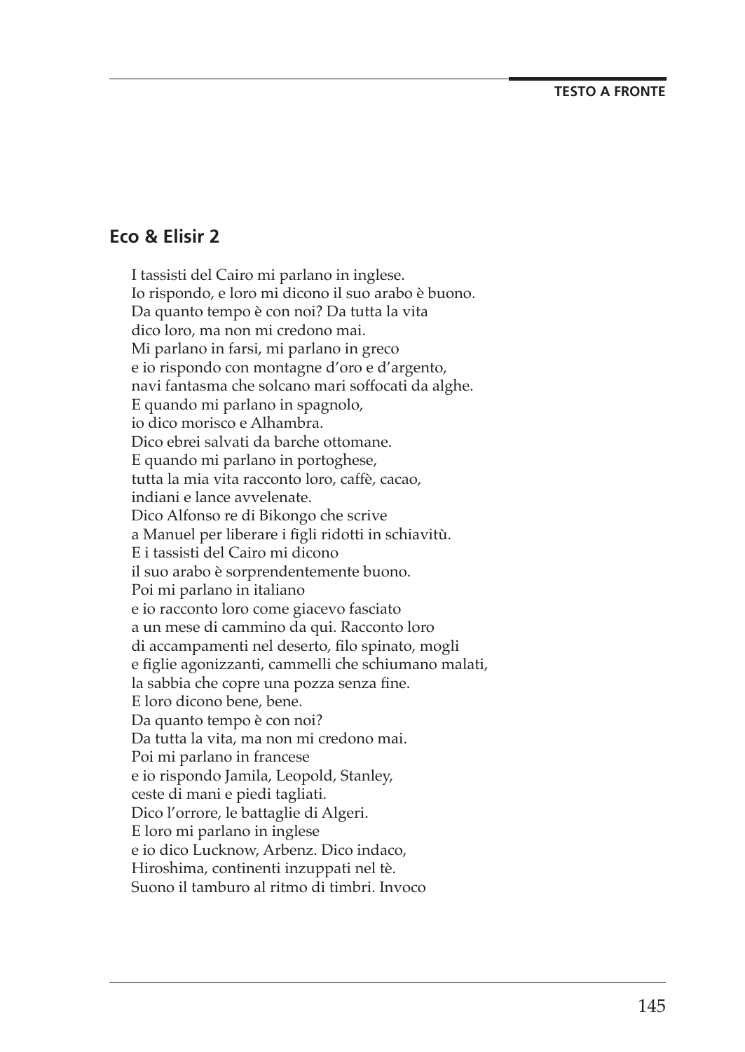## Eco & Elisir 2

I tassisti del Cairo mi parlano in inglese.  
Io rispondo, e loro mi dicono il suo arabo è buono.  
Da quanto tempo è con noi? Da tutta la vita  
dico loro, ma non mi credono mai.  
Mi parlano in farsi, mi parlano in greco  
e io rispondo con montagne d'oro e d'argento,  
navi fantasma che solcano mari soffocati da alghe.  
E quando mi parlano in spagnolo,  
io dico morisco e Alhambra.  
Dico ebrei salvati da barche ottomane.  
E quando mi parlano in portoghese,  
tutta la mia vita racconto loro, caffè, cacao,  
indiani e lance avvelenate.  
Dico Alfonso re di Bikongo che scrive  
a Manuel per liberare i figli ridotti in schiavitù.  
E i tassisti del Cairo mi dicono  
il suo arabo è sorprendentemente buono.  
Poi mi parlano in italiano  
e io racconto loro come giacevo fasciato  
a un mese di cammino da qui. Racconto loro  
di accampamenti nel deserto, filo spinato, mogli  
e figlie agonizzanti, cammelli che schiumano malati,  
la sabbia che copre una pozza senza fine.  
E loro dicono bene, bene.  
Da quanto tempo è con noi?  
Da tutta la vita, ma non mi credono mai.  
Poi mi parlano in francese  
e io rispondo Jamila, Leopold, Stanley,  
ceste di mani e piedi tagliati.  
Dico l'orrore, le battaglie di Algeri.  
E loro mi parlano in inglese  
e io dico Lucknow, Arbenz. Dico indaco,  
Hiroshima, continenti inzuppati nel tè.  
Suono il tamburo al ritmo di timbri. Invoco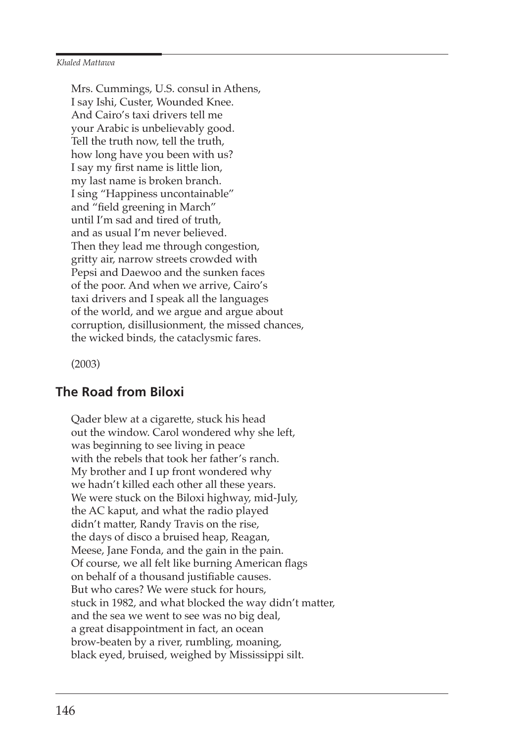Mrs. Cummings, U.S. consul in Athens,
I say Ishi, Custer, Wounded Knee.
And Cairo's taxi drivers tell me
your Arabic is unbelievably good.
Tell the truth now, tell the truth,
how long have you been with us?
I say my first name is little lion,
my last name is broken branch.
I sing "Happiness uncontainable"
and "field greening in March"
until I'm sad and tired of truth,
and as usual I'm never believed.
Then they lead me through congestion,
gritty air, narrow streets crowded with
Pepsi and Daewoo and the sunken faces
of the poor. And when we arrive, Cairo's
taxi drivers and I speak all the languages
of the world, and we argue and argue about
corruption, disillusionment, the missed chances,
the wicked binds, the cataclysmic fares.

(2003)

## The Road from Biloxi

Qader blew at a cigarette, stuck his head
out the window. Carol wondered why she left,
was beginning to see living in peace
with the rebels that took her father's ranch.
My brother and I up front wondered why
we hadn't killed each other all these years.
We were stuck on the Biloxi highway, mid-July,
the AC kaput, and what the radio played
didn't matter, Randy Travis on the rise,
the days of disco a bruised heap, Reagan,
Meese, Jane Fonda, and the gain in the pain.
Of course, we all felt like burning American flags
on behalf of a thousand justifiable causes.
But who cares? We were stuck for hours,
stuck in 1982, and what blocked the way didn't matter,
and the sea we went to see was no big deal,
a great disappointment in fact, an ocean
brow-beaten by a river, rumbling, moaning,
black eyed, bruised, weighed by Mississippi silt.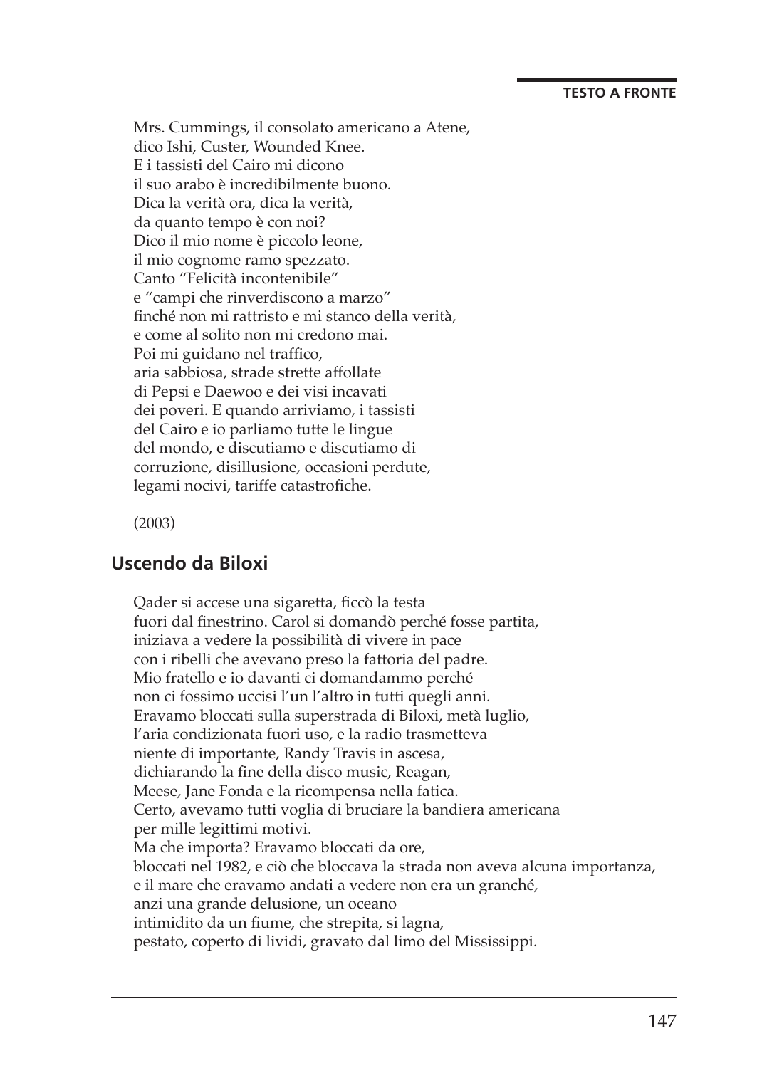Mrs. Cummings, il consolato americano a Atene,  
dico Ishi, Custer, Wounded Knee.  
E i tassisti del Cairo mi dicono  
il suo arabo è incredibilmente buono.  
Dica la verità ora, dica la verità,  
da quanto tempo è con noi?  
Dico il mio nome è piccolo leone,  
il mio cognome ramo spezzato.  
Canto "Felicità incontenibile"  
e "campi che rinverdiscono a marzo"  
finché non mi rattristo e mi stanco della verità,  
e come al solito non mi credono mai.  
Poi mi guidano nel traffico,  
aria sabbiosa, strade strette affollate  
di Pepsi e Daewoo e dei visi incavati  
dei poveri. E quando arriviamo, i tassisti  
del Cairo e io parliamo tutte le lingue  
del mondo, e discutiamo e discutiamo di  
corruzione, disillusione, occasioni perdute,  
legami nocivi, tariffe catastrofiche.

(2003)

## Uscendo da Biloxi

Qader si accese una sigaretta, ficcò la testa  
fuori dal finestrino. Carol si domandò perché fosse partita,  
iniziava a vedere la possibilità di vivere in pace  
con i ribelli che avevano preso la fattoria del padre.  
Mio fratello e io davanti ci domandammo perché  
non ci fossimo uccisi l'un l'altro in tutti quegli anni.  
Eravamo bloccati sulla superstrada di Biloxi, metà luglio,  
l'aria condizionata fuori uso, e la radio trasmetteva  
niente di importante, Randy Travis in ascesa,  
dichiarando la fine della disco music, Reagan,  
Meese, Jane Fonda e la ricompensa nella fatica.  
Certo, avevamo tutti voglia di bruciare la bandiera americana  
per mille legittimi motivi.  
Ma che importa? Eravamo bloccati da ore,  
bloccati nel 1982, e ciò che bloccava la strada non aveva alcuna importanza,  
e il mare che eravamo andati a vedere non era un granché,  
anzi una grande delusione, un oceano  
intimidito da un fiume, che strepita, si lagna,  
pestato, coperto di lividi, gravato dal limo del Mississippi.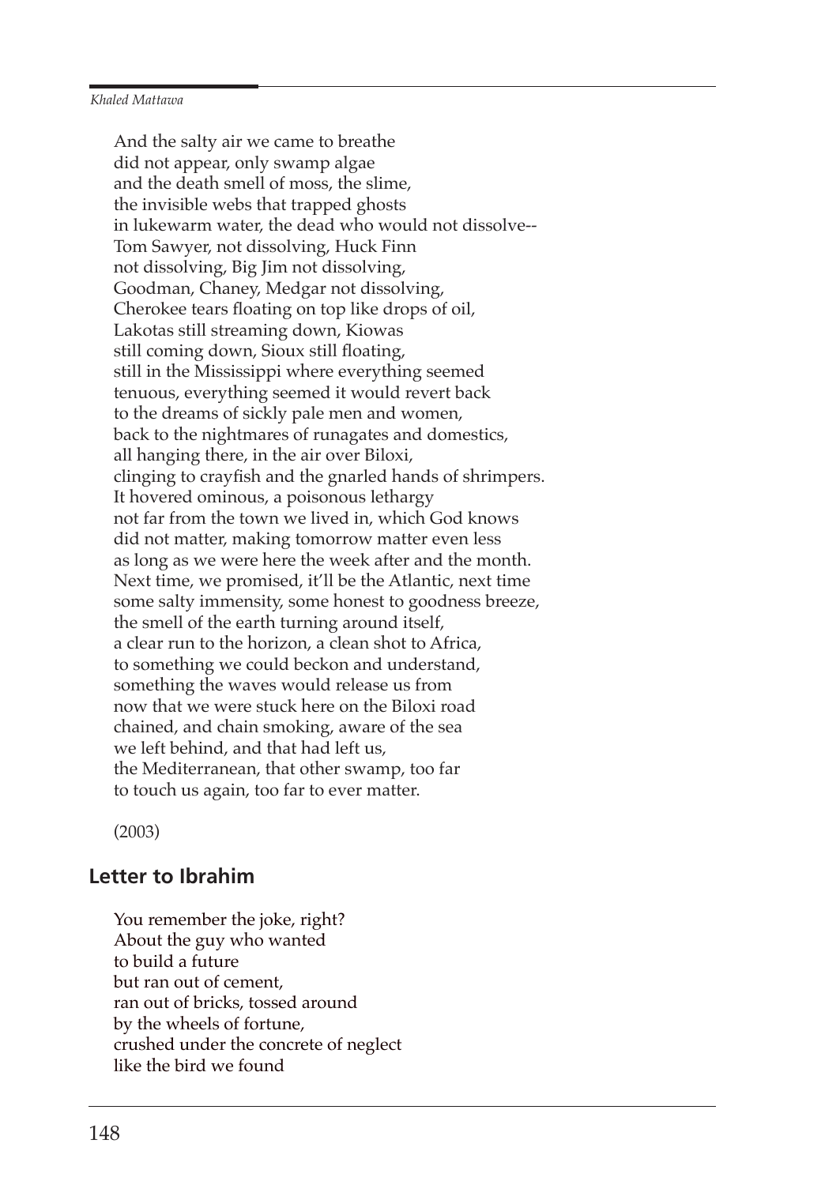And the salty air we came to breathe
did not appear, only swamp algae
and the death smell of moss, the slime,
the invisible webs that trapped ghosts
in lukewarm water, the dead who would not dissolve--
Tom Sawyer, not dissolving, Huck Finn
not dissolving, Big Jim not dissolving,
Goodman, Chaney, Medgar not dissolving,
Cherokee tears floating on top like drops of oil,
Lakotas still streaming down, Kiowas
still coming down, Sioux still floating,
still in the Mississippi where everything seemed
tenuous, everything seemed it would revert back
to the dreams of sickly pale men and women,
back to the nightmares of runagates and domestics,
all hanging there, in the air over Biloxi,
clinging to crayfish and the gnarled hands of shrimpers.
It hovered ominous, a poisonous lethargy
not far from the town we lived in, which God knows
did not matter, making tomorrow matter even less
as long as we were here the week after and the month.
Next time, we promised, it'll be the Atlantic, next time
some salty immensity, some honest to goodness breeze,
the smell of the earth turning around itself,
a clear run to the horizon, a clean shot to Africa,
to something we could beckon and understand,
something the waves would release us from
now that we were stuck here on the Biloxi road
chained, and chain smoking, aware of the sea
we left behind, and that had left us,
the Mediterranean, that other swamp, too far
to touch us again, too far to ever matter.

(2003)

## Letter to Ibrahim

You remember the joke, right?
About the guy who wanted
to build a future
but ran out of cement,
ran out of bricks, tossed around
by the wheels of fortune,
crushed under the concrete of neglect
like the bird we found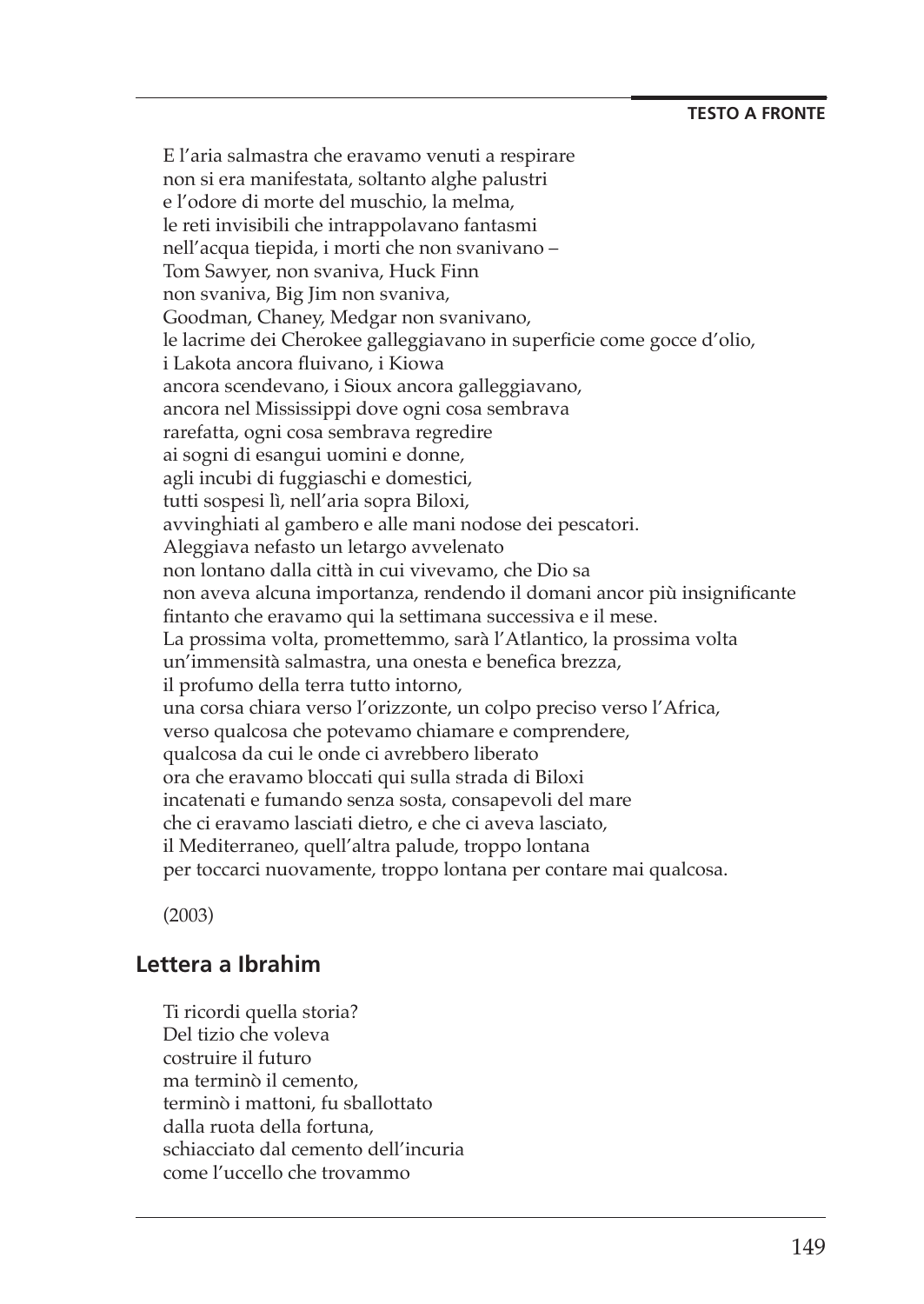E l'aria salmastra che eravamo venuti a respirare  
non si era manifestata, soltanto alghe palustri  
e l'odore di morte del muschio, la melma,  
le reti invisibili che intrappolavano fantasmi  
nell'acqua tiepida, i morti che non svanivano –  
Tom Sawyer, non svaniva, Huck Finn  
non svaniva, Big Jim non svaniva,  
Goodman, Chaney, Medgar non svanivano,  
le lacrime dei Cherokee galleggiavano in superficie come gocce d'olio,  
i Lakota ancora fluivano, i Kiowa  
ancora scendevano, i Sioux ancora galleggiavano,  
ancora nel Mississippi dove ogni cosa sembrava  
rarefatta, ogni cosa sembrava regredire  
ai sogni di esangui uomini e donne,  
agli incubi di fuggiaschi e domestici,  
tutti sospesi lì, nell'aria sopra Biloxi,  
avvinghiati al gambero e alle mani nodose dei pescatori.  
Aleggiava nefasto un letargo avvelenato  
non lontano dalla città in cui vivevamo, che Dio sa  
non aveva alcuna importanza, rendendo il domani ancor più insignificante  
fintanto che eravamo qui la settimana successiva e il mese.  
La prossima volta, promettemmo, sarà l'Atlantico, la prossima volta  
un'immensità salmastra, una onesta e benefica brezza,  
il profumo della terra tutto intorno,  
una corsa chiara verso l'orizzonte, un colpo preciso verso l'Africa,  
verso qualcosa che potevamo chiamare e comprendere,  
qualcosa da cui le onde ci avrebbero liberato  
ora che eravamo bloccati qui sulla strada di Biloxi  
incatenati e fumando senza sosta, consapevoli del mare  
che ci eravamo lasciati dietro, e che ci aveva lasciato,  
il Mediterraneo, quell'altra palude, troppo lontana  
per toccarci nuovamente, troppo lontana per contare mai qualcosa.

(2003)

## Lettera a Ibrahim

Ti ricordi quella storia?  
Del tizio che voleva  
costruire il futuro  
ma terminò il cemento,  
terminò i mattoni, fu sballottato  
dalla ruota della fortuna,  
schiacciato dal cemento dell'incuria  
come l'uccello che trovammo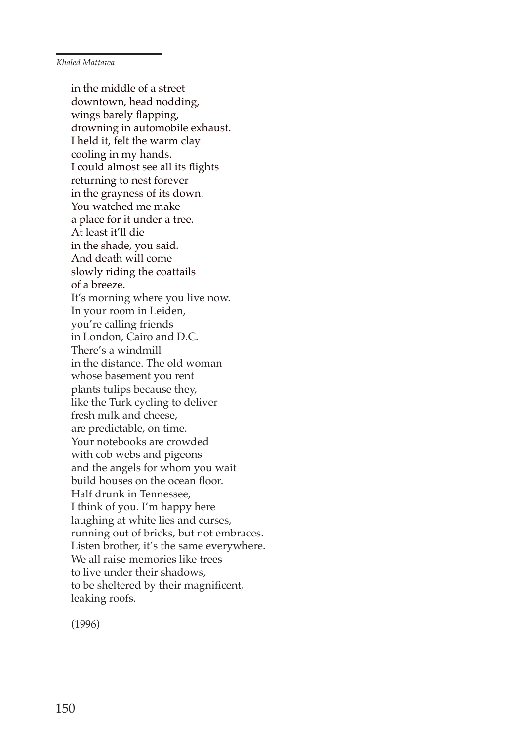in the middle of a street  
downtown, head nodding,  
wings barely flapping,  
drowning in automobile exhaust.  
I held it, felt the warm clay  
cooling in my hands.  
I could almost see all its flights  
returning to nest forever  
in the grayness of its down.  
You watched me make  
a place for it under a tree.  
At least it'll die  
in the shade, you said.  
And death will come  
slowly riding the coattails  
of a breeze.  
It's morning where you live now.  
In your room in Leiden,  
you're calling friends  
in London, Cairo and D.C.  
There's a windmill  
in the distance. The old woman  
whose basement you rent  
plants tulips because they,  
like the Turk cycling to deliver  
fresh milk and cheese,  
are predictable, on time.  
Your notebooks are crowded  
with cob webs and pigeons  
and the angels for whom you wait  
build houses on the ocean floor.  
Half drunk in Tennessee,  
I think of you. I'm happy here  
laughing at white lies and curses,  
running out of bricks, but not embraces.  
Listen brother, it's the same everywhere.  
We all raise memories like trees  
to live under their shadows,  
to be sheltered by their magnificent,  
leaking roofs.

(1996)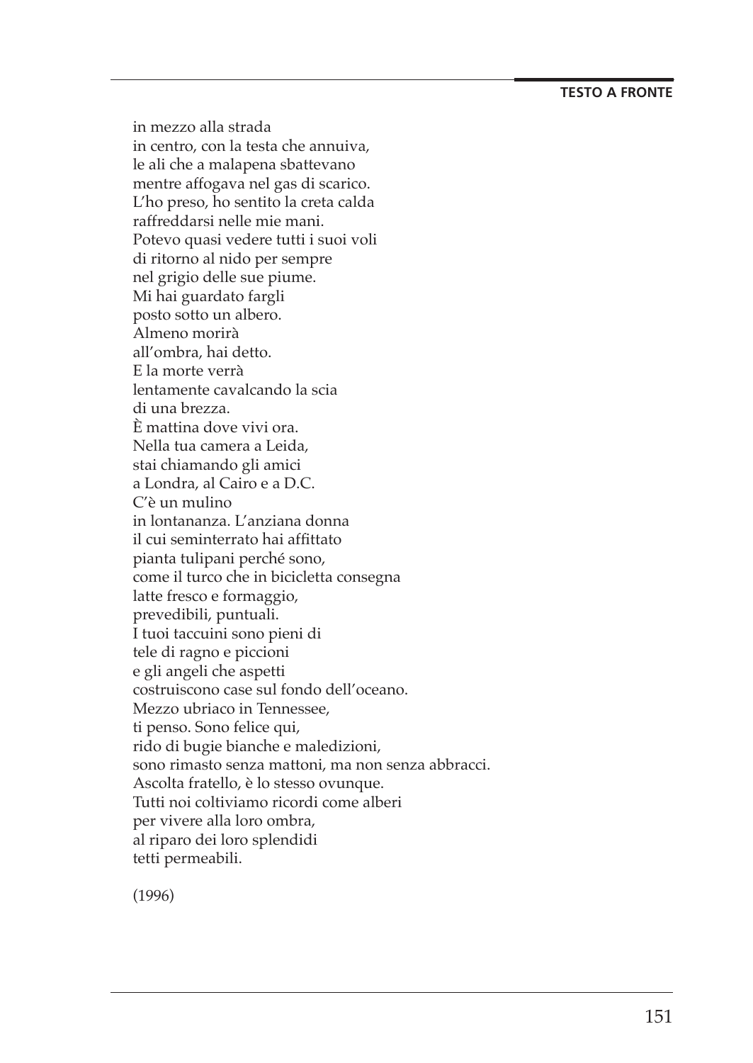in mezzo alla strada
in centro, con la testa che annuiva,
le ali che a malapena sbattevano
mentre affogava nel gas di scarico.
L'ho preso, ho sentito la creta calda
raffreddarsi nelle mie mani.
Potevo quasi vedere tutti i suoi voli
di ritorno al nido per sempre
nel grigio delle sue piume.
Mi hai guardato fargli
posto sotto un albero.
Almeno morirà
all'ombra, hai detto.
E la morte verrà
lentamente cavalcando la scia
di una brezza.
È mattina dove vivi ora.
Nella tua camera a Leida,
stai chiamando gli amici
a Londra, al Cairo e a D.C.
C'è un mulino
in lontananza. L'anziana donna
il cui seminterrato hai affittato
pianta tulipani perché sono,
come il turco che in bicicletta consegna
latte fresco e formaggio,
prevedibili, puntuali.
I tuoi taccuini sono pieni di
tele di ragno e piccioni
e gli angeli che aspetti
costruiscono case sul fondo dell'oceano.
Mezzo ubriaco in Tennessee,
ti penso. Sono felice qui,
rido di bugie bianche e maledizioni,
sono rimasto senza mattoni, ma non senza abbracci.
Ascolta fratello, è lo stesso ovunque.
Tutti noi coltiviamo ricordi come alberi
per vivere alla loro ombra,
al riparo dei loro splendidi
tetti permeabili.

(1996)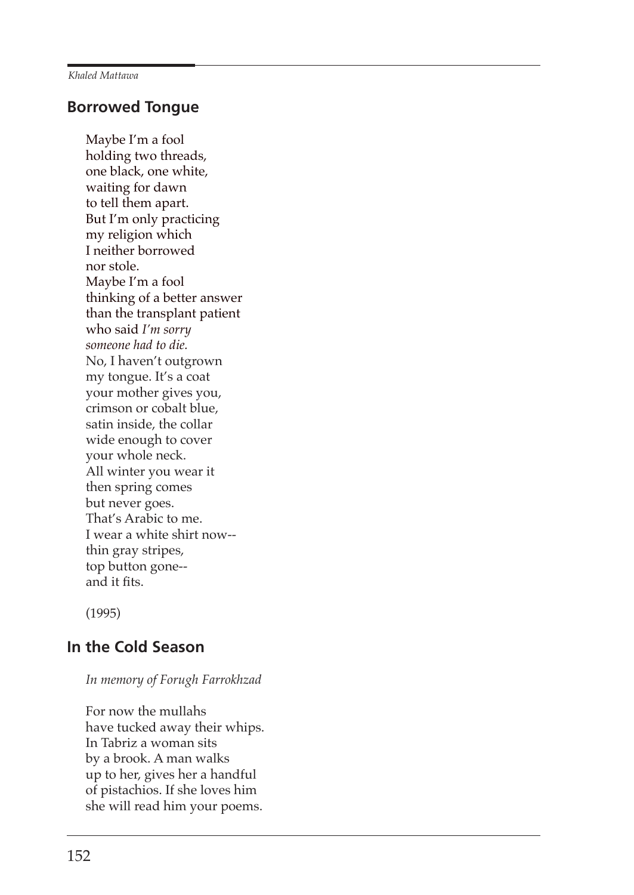## Borrowed Tongue

Maybe I'm a fool  
holding two threads,  
one black, one white,  
waiting for dawn  
to tell them apart.  
But I'm only practicing  
my religion which  
I neither borrowed  
nor stole.  
Maybe I'm a fool  
thinking of a better answer  
than the transplant patient  
who said *I'm sorry*  
*someone had to die.*  
No, I haven't outgrown  
my tongue. It's a coat  
your mother gives you,  
crimson or cobalt blue,  
satin inside, the collar  
wide enough to cover  
your whole neck.  
All winter you wear it  
then spring comes  
but never goes.  
That's Arabic to me.  
I wear a white shirt now--  
thin gray stripes,  
top button gone--  
and it fits.

(1995)

## In the Cold Season

*In memory of Forugh Farrokhzad*

For now the mullahs  
have tucked away their whips.  
In Tabriz a woman sits  
by a brook. A man walks  
up to her, gives her a handful  
of pistachios. If she loves him  
she will read him your poems.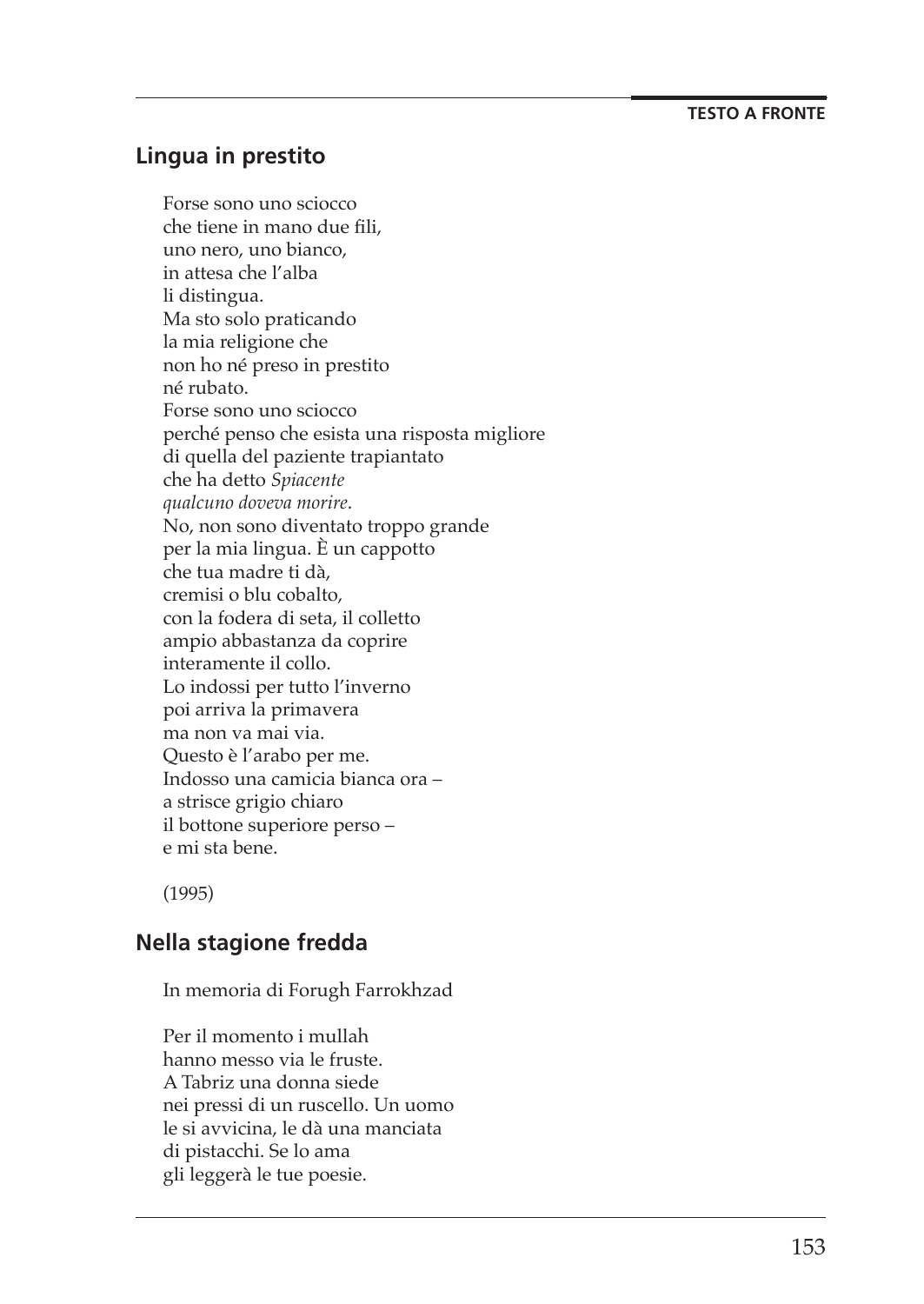## Lingua in prestito

Forse sono uno sciocco  
che tiene in mano due fili,  
uno nero, uno bianco,  
in attesa che l'alba  
li distingua.  
Ma sto solo praticando  
la mia religione che  
non ho né preso in prestito  
né rubato.  
Forse sono uno sciocco  
perché penso che esista una risposta migliore  
di quella del paziente trapiantato  
che ha detto *Spiacente*  
*qualcuno doveva morire*.  
No, non sono diventato troppo grande  
per la mia lingua. È un cappotto  
che tua madre ti dà,  
cremisi o blu cobalto,  
con la fodera di seta, il colletto  
ampio abbastanza da coprire  
interamente il collo.  
Lo indossi per tutto l'inverno  
poi arriva la primavera  
ma non va mai via.  
Questo è l'arabo per me.  
Indosso una camicia bianca ora –  
a strisce grigio chiaro  
il bottone superiore perso –  
e mi sta bene.

(1995)

## Nella stagione fredda

In memoria di Forugh Farrokhzad

Per il momento i mullah  
hanno messo via le fruste.  
A Tabriz una donna siede  
nei pressi di un ruscello. Un uomo  
le si avvicina, le dà una manciata  
di pistacchi. Se lo ama  
gli leggerà le tue poesie.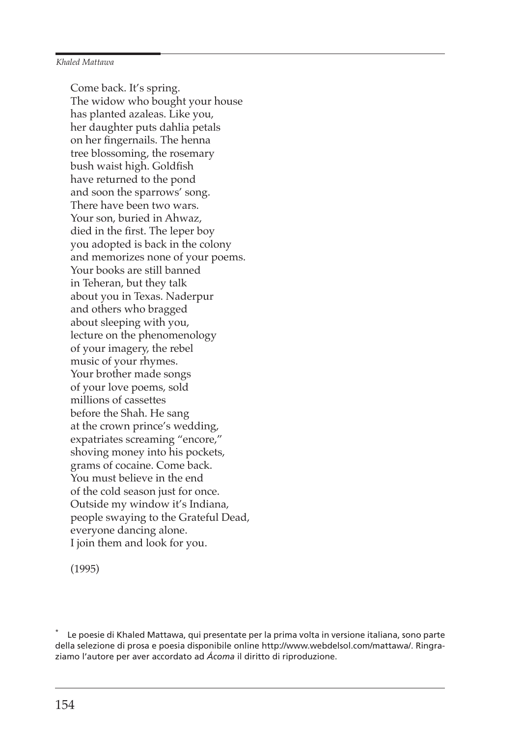Come back. It's spring.  
The widow who bought your house  
has planted azaleas. Like you,  
her daughter puts dahlia petals  
on her fingernails. The henna  
tree blossoming, the rosemary  
bush waist high. Goldfish  
have returned to the pond  
and soon the sparrows' song.  
There have been two wars.  
Your son, buried in Ahwaz,  
died in the first. The leper boy  
you adopted is back in the colony  
and memorizes none of your poems.  
Your books are still banned  
in Teheran, but they talk  
about you in Texas. Naderpur  
and others who bragged  
about sleeping with you,  
lecture on the phenomenology  
of your imagery, the rebel  
music of your rhymes.  
Your brother made songs  
of your love poems, sold  
millions of cassettes  
before the Shah. He sang  
at the crown prince's wedding,  
expatriates screaming "encore,"  
shoving money into his pockets,  
grams of cocaine. Come back.  
You must believe in the end  
of the cold season just for once.  
Outside my window it's Indiana,  
people swaying to the Grateful Dead,  
everyone dancing alone.  
I join them and look for you.

(1995)

\* Le poesie di Khaled Mattawa, qui presentate per la prima volta in versione italiana, sono parte della selezione di prosa e poesia disponibile online http://www.webdelsol.com/mattawa/. Ringraziamo l'autore per aver accordato ad *Ácoma* il diritto di riproduzione.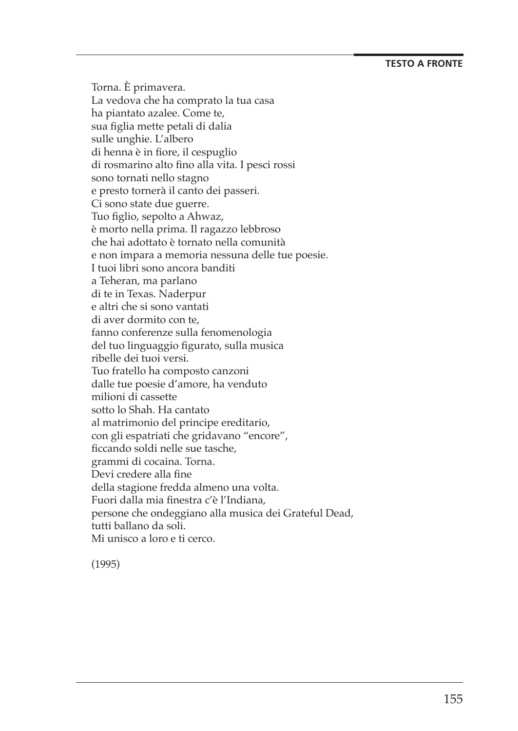Torna. È primavera.
La vedova che ha comprato la tua casa
ha piantato azalee. Come te,
sua figlia mette petali di dalia
sulle unghie. L'albero
di henna è in fiore, il cespuglio
di rosmarino alto fino alla vita. I pesci rossi
sono tornati nello stagno
e presto tornerà il canto dei passeri.
Ci sono state due guerre.
Tuo figlio, sepolto a Ahwaz,
è morto nella prima. Il ragazzo lebbroso
che hai adottato è tornato nella comunità
e non impara a memoria nessuna delle tue poesie.
I tuoi libri sono ancora banditi
a Teheran, ma parlano
di te in Texas. Naderpur
e altri che si sono vantati
di aver dormito con te,
fanno conferenze sulla fenomenologia
del tuo linguaggio figurato, sulla musica
ribelle dei tuoi versi.
Tuo fratello ha composto canzoni
dalle tue poesie d'amore, ha venduto
milioni di cassette
sotto lo Shah. Ha cantato
al matrimonio del principe ereditario,
con gli espatriati che gridavano "encore",
ficcando soldi nelle sue tasche,
grammi di cocaina. Torna.
Devi credere alla fine
della stagione fredda almeno una volta.
Fuori dalla mia finestra c'è l'Indiana,
persone che ondeggiano alla musica dei Grateful Dead,
tutti ballano da soli.
Mi unisco a loro e ti cerco.

(1995)